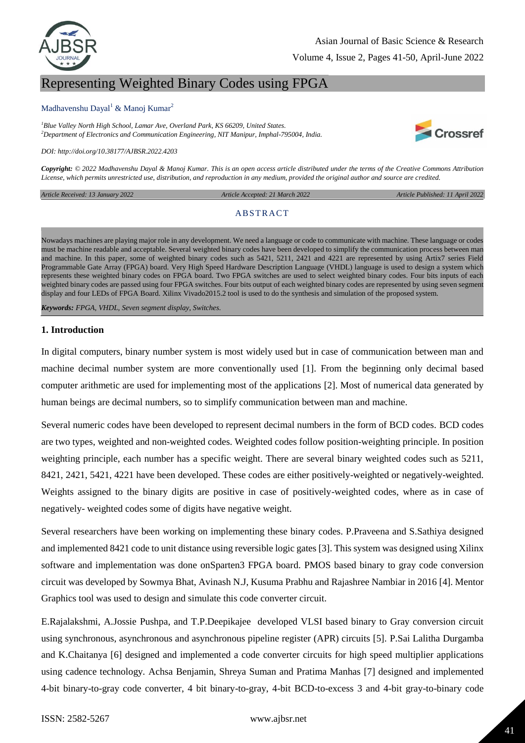# Representing Weighted Binary Codes using FPGA

Madhavenshu Dayal[1] & Manoj Kumar[2]

[1]*Blue Valley North High School, Lamar Ave, Overland Park, KS 66209, United States.*
[2]*Department of Electronics and Communication Engineering, NIT Manipur, Imphal-795004, India.*

*DOI: http://doi.org/10.38177/AJBSR.2022.4203*

***Copyright:*** *© 2022 Madhavenshu Dayal & Manoj Kumar. This is an open access article distributed under the terms of the Creative Commons Attribution License, which permits unrestricted use, distribution, and reproduction in any medium, provided the original author and source are credited.*

*Article Received: 13 January 2022* | *Article Accepted: 21 March 2022* | *Article Published: 11 April 2022*

## ABSTRACT

Nowadays machines are playing major role in any development. We need a language or code to communicate with machine. These language or codes must be machine readable and acceptable. Several weighted binary codes have been developed to simplify the communication process between man and machine. In this paper, some of weighted binary codes such as 5421, 5211, 2421 and 4221 are represented by using Artix7 series Field Programmable Gate Array (FPGA) board. Very High Speed Hardware Description Language (VHDL) language is used to design a system which represents these weighted binary codes on FPGA board. Two FPGA switches are used to select weighted binary codes. Four bits inputs of each weighted binary codes are passed using four FPGA switches. Four bits output of each weighted binary codes are represented by using seven segment display and four LEDs of FPGA Board. Xilinx Vivado2015.2 tool is used to do the synthesis and simulation of the proposed system.

***Keywords:*** *FPGA, VHDL, Seven segment display, Switches.*

### 1. Introduction

In digital computers, binary number system is most widely used but in case of communication between man and machine decimal number system are more conventionally used [1]. From the beginning only decimal based computer arithmetic are used for implementing most of the applications [2]. Most of numerical data generated by human beings are decimal numbers, so to simplify communication between man and machine.

Several numeric codes have been developed to represent decimal numbers in the form of BCD codes. BCD codes are two types, weighted and non-weighted codes. Weighted codes follow position-weighting principle. In position weighting principle, each number has a specific weight. There are several binary weighted codes such as 5211, 8421, 2421, 5421, 4221 have been developed. These codes are either positively-weighted or negatively-weighted. Weights assigned to the binary digits are positive in case of positively-weighted codes, where as in case of negatively- weighted codes some of digits have negative weight.

Several researchers have been working on implementing these binary codes. P.Praveena and S.Sathiya designed and implemented 8421 code to unit distance using reversible logic gates [3]. This system was designed using Xilinx software and implementation was done onSparten3 FPGA board. PMOS based binary to gray code conversion circuit was developed by Sowmya Bhat, Avinash N.J, Kusuma Prabhu and Rajashree Nambiar in 2016 [4]. Mentor Graphics tool was used to design and simulate this code converter circuit.

E.Rajalakshmi, A.Jossie Pushpa, and T.P.Deepikajee developed VLSI based binary to Gray conversion circuit using synchronous, asynchronous and asynchronous pipeline register (APR) circuits [5]. P.Sai Lalitha Durgamba and K.Chaitanya [6] designed and implemented a code converter circuits for high speed multiplier applications using cadence technology. Achsa Benjamin, Shreya Suman and Pratima Manhas [7] designed and implemented 4-bit binary-to-gray code converter, 4 bit binary-to-gray, 4-bit BCD-to-excess 3 and 4-bit gray-to-binary code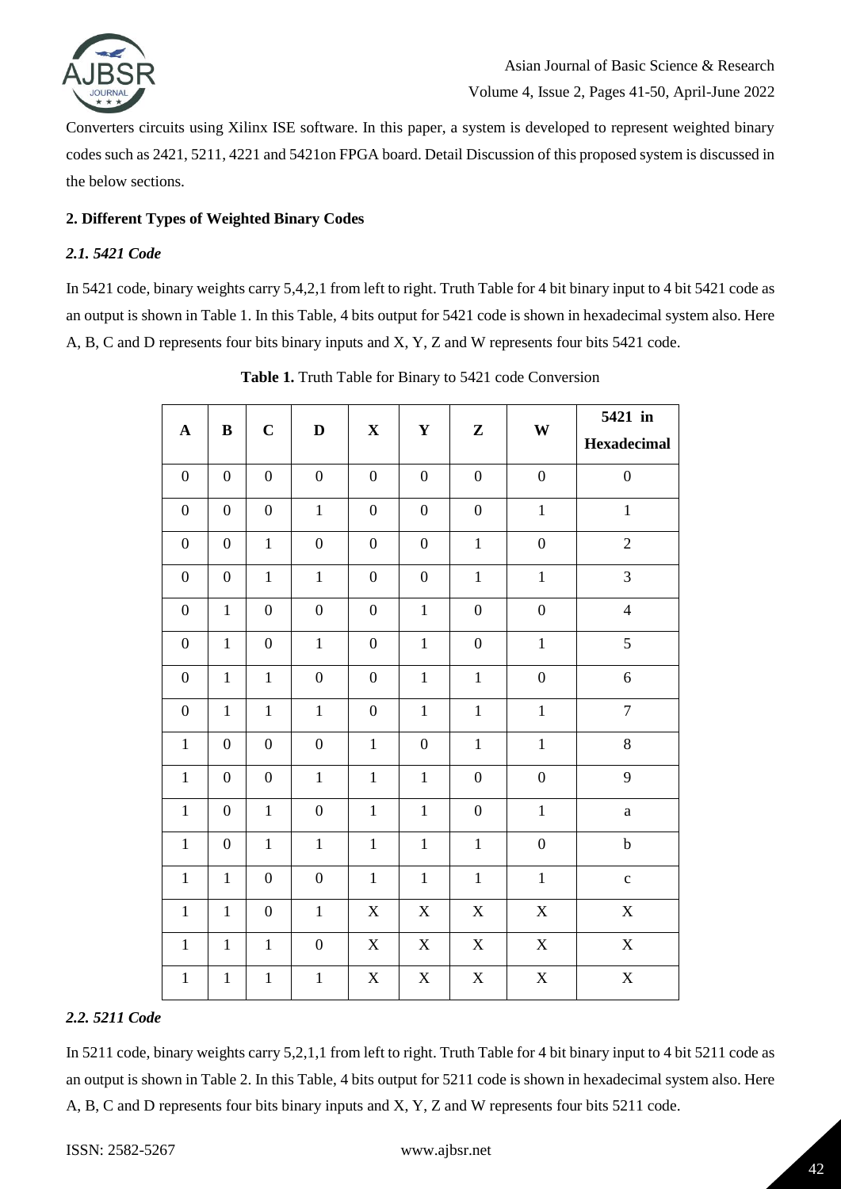Converters circuits using Xilinx ISE software. In this paper, a system is developed to represent weighted binary codes such as 2421, 5211, 4221 and 5421on FPGA board. Detail Discussion of this proposed system is discussed in the below sections.

## 2. Different Types of Weighted Binary Codes

### *2.1. 5421 Code*

In 5421 code, binary weights carry 5,4,2,1 from left to right. Truth Table for 4 bit binary input to 4 bit 5421 code as an output is shown in Table 1. In this Table, 4 bits output for 5421 code is shown in hexadecimal system also. Here A, B, C and D represents four bits binary inputs and X, Y, Z and W represents four bits 5421 code.

**Table 1.** Truth Table for Binary to 5421 code Conversion

| A | B | C | D | X | Y | Z | W | 5421 in Hexadecimal |
|---|---|---|---|---|---|---|---|---|
| 0 | 0 | 0 | 0 | 0 | 0 | 0 | 0 | 0 |
| 0 | 0 | 0 | 1 | 0 | 0 | 0 | 1 | 1 |
| 0 | 0 | 1 | 0 | 0 | 0 | 1 | 0 | 2 |
| 0 | 0 | 1 | 1 | 0 | 0 | 1 | 1 | 3 |
| 0 | 1 | 0 | 0 | 0 | 1 | 0 | 0 | 4 |
| 0 | 1 | 0 | 1 | 0 | 1 | 0 | 1 | 5 |
| 0 | 1 | 1 | 0 | 0 | 1 | 1 | 0 | 6 |
| 0 | 1 | 1 | 1 | 0 | 1 | 1 | 1 | 7 |
| 1 | 0 | 0 | 0 | 1 | 0 | 1 | 1 | 8 |
| 1 | 0 | 0 | 1 | 1 | 1 | 0 | 0 | 9 |
| 1 | 0 | 1 | 0 | 1 | 1 | 0 | 1 | a |
| 1 | 0 | 1 | 1 | 1 | 1 | 1 | 0 | b |
| 1 | 1 | 0 | 0 | 1 | 1 | 1 | 1 | c |
| 1 | 1 | 0 | 1 | X | X | X | X | X |
| 1 | 1 | 1 | 0 | X | X | X | X | X |
| 1 | 1 | 1 | 1 | X | X | X | X | X |

### *2.2. 5211 Code*

In 5211 code, binary weights carry 5,2,1,1 from left to right. Truth Table for 4 bit binary input to 4 bit 5211 code as an output is shown in Table 2. In this Table, 4 bits output for 5211 code is shown in hexadecimal system also. Here A, B, C and D represents four bits binary inputs and X, Y, Z and W represents four bits 5211 code.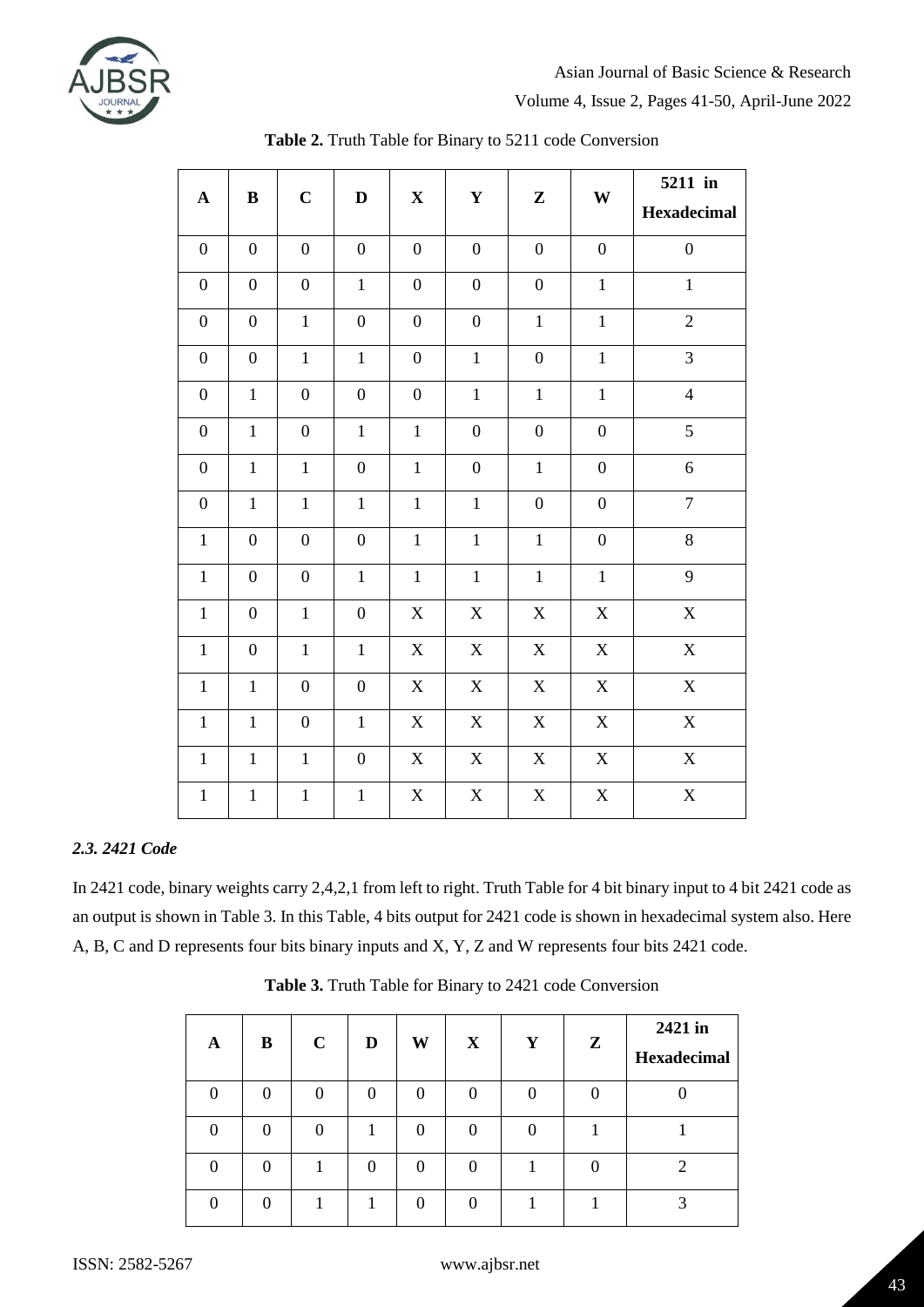**Table 2.** Truth Table for Binary to 5211 code Conversion

| A | B | C | D | X | Y | Z | W | 5211 in Hexadecimal |
|---|---|---|---|---|---|---|---|---|
| 0 | 0 | 0 | 0 | 0 | 0 | 0 | 0 | 0 |
| 0 | 0 | 0 | 1 | 0 | 0 | 0 | 1 | 1 |
| 0 | 0 | 1 | 0 | 0 | 0 | 1 | 1 | 2 |
| 0 | 0 | 1 | 1 | 0 | 1 | 0 | 1 | 3 |
| 0 | 1 | 0 | 0 | 0 | 1 | 1 | 1 | 4 |
| 0 | 1 | 0 | 1 | 1 | 0 | 0 | 0 | 5 |
| 0 | 1 | 1 | 0 | 1 | 0 | 1 | 0 | 6 |
| 0 | 1 | 1 | 1 | 1 | 1 | 0 | 0 | 7 |
| 1 | 0 | 0 | 0 | 1 | 1 | 1 | 0 | 8 |
| 1 | 0 | 0 | 1 | 1 | 1 | 1 | 1 | 9 |
| 1 | 0 | 1 | 0 | X | X | X | X | X |
| 1 | 0 | 1 | 1 | X | X | X | X | X |
| 1 | 1 | 0 | 0 | X | X | X | X | X |
| 1 | 1 | 0 | 1 | X | X | X | X | X |
| 1 | 1 | 1 | 0 | X | X | X | X | X |
| 1 | 1 | 1 | 1 | X | X | X | X | X |

### *2.3. 2421 Code*

In 2421 code, binary weights carry 2,4,2,1 from left to right. Truth Table for 4 bit binary input to 4 bit 2421 code as an output is shown in Table 3. In this Table, 4 bits output for 2421 code is shown in hexadecimal system also. Here A, B, C and D represents four bits binary inputs and X, Y, Z and W represents four bits 2421 code.

**Table 3.** Truth Table for Binary to 2421 code Conversion

| A | B | C | D | W | X | Y | Z | 2421 in Hexadecimal |
|---|---|---|---|---|---|---|---|---|
| 0 | 0 | 0 | 0 | 0 | 0 | 0 | 0 | 0 |
| 0 | 0 | 0 | 1 | 0 | 0 | 0 | 1 | 1 |
| 0 | 0 | 1 | 0 | 0 | 0 | 1 | 0 | 2 |
| 0 | 0 | 1 | 1 | 0 | 0 | 1 | 1 | 3 |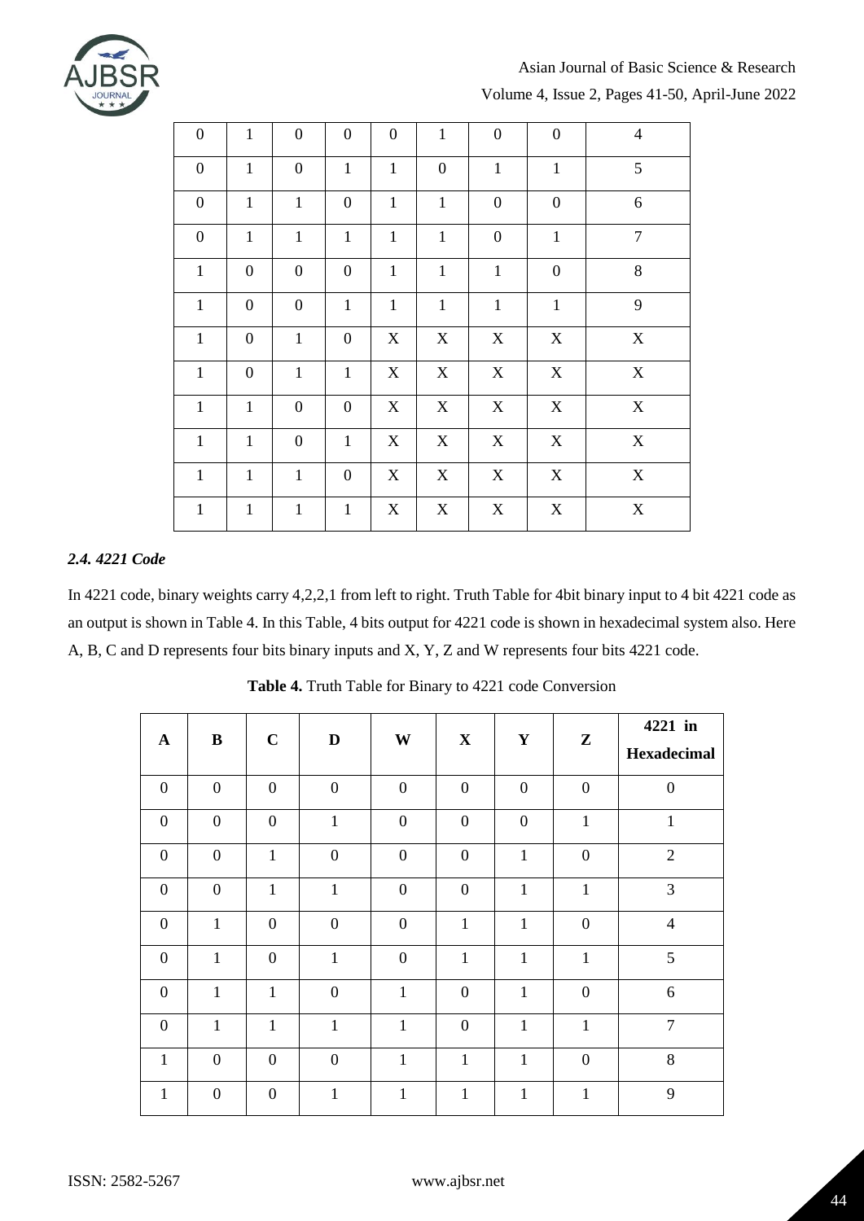| 0 | 1 | 0 | 0 | 0 | 1 | 0 | 0 | 4 |
|---|---|---|---|---|---|---|---|---|
| 0 | 1 | 0 | 1 | 1 | 0 | 1 | 1 | 5 |
| 0 | 1 | 1 | 0 | 1 | 1 | 0 | 0 | 6 |
| 0 | 1 | 1 | 1 | 1 | 1 | 0 | 1 | 7 |
| 1 | 0 | 0 | 0 | 1 | 1 | 1 | 0 | 8 |
| 1 | 0 | 0 | 1 | 1 | 1 | 1 | 1 | 9 |
| 1 | 0 | 1 | 0 | X | X | X | X | X |
| 1 | 0 | 1 | 1 | X | X | X | X | X |
| 1 | 1 | 0 | 0 | X | X | X | X | X |
| 1 | 1 | 0 | 1 | X | X | X | X | X |
| 1 | 1 | 1 | 0 | X | X | X | X | X |
| 1 | 1 | 1 | 1 | X | X | X | X | X |

### *2.4. 4221 Code*

In 4221 code, binary weights carry 4,2,2,1 from left to right. Truth Table for 4bit binary input to 4 bit 4221 code as an output is shown in Table 4. In this Table, 4 bits output for 4221 code is shown in hexadecimal system also. Here A, B, C and D represents four bits binary inputs and X, Y, Z and W represents four bits 4221 code.

**Table 4.** Truth Table for Binary to 4221 code Conversion

| A | B | C | D | W | X | Y | Z | 4221 in Hexadecimal |
|---|---|---|---|---|---|---|---|---|
| 0 | 0 | 0 | 0 | 0 | 0 | 0 | 0 | 0 |
| 0 | 0 | 0 | 1 | 0 | 0 | 0 | 1 | 1 |
| 0 | 0 | 1 | 0 | 0 | 0 | 1 | 0 | 2 |
| 0 | 0 | 1 | 1 | 0 | 0 | 1 | 1 | 3 |
| 0 | 1 | 0 | 0 | 0 | 1 | 1 | 0 | 4 |
| 0 | 1 | 0 | 1 | 0 | 1 | 1 | 1 | 5 |
| 0 | 1 | 1 | 0 | 1 | 0 | 1 | 0 | 6 |
| 0 | 1 | 1 | 1 | 1 | 0 | 1 | 1 | 7 |
| 1 | 0 | 0 | 0 | 1 | 1 | 1 | 0 | 8 |
| 1 | 0 | 0 | 1 | 1 | 1 | 1 | 1 | 9 |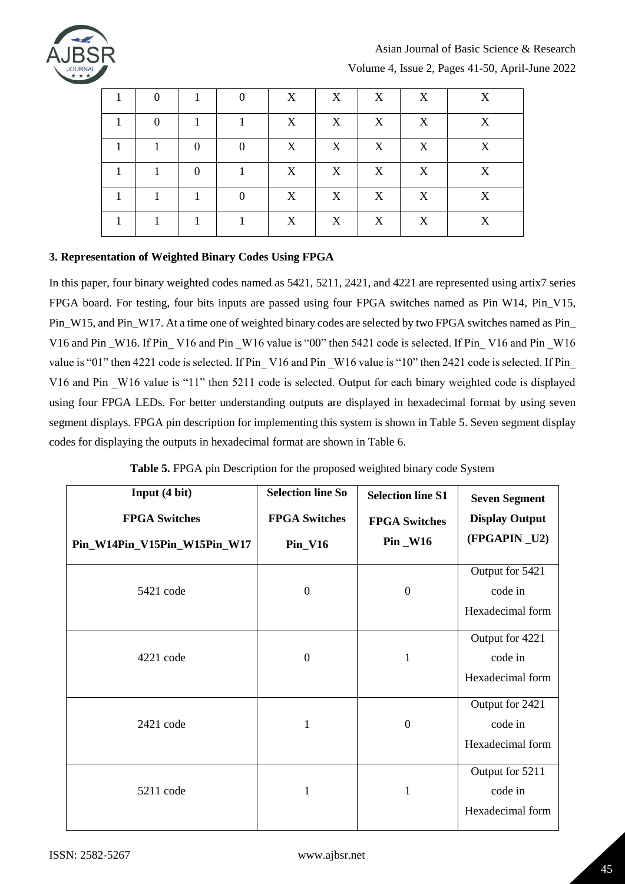| | | | | | | | | |
|---|---|---|---|---|---|---|---|---|
| 1 | 0 | 1 | 0 | X | X | X | X | X |
| 1 | 0 | 1 | 1 | X | X | X | X | X |
| 1 | 1 | 0 | 0 | X | X | X | X | X |
| 1 | 1 | 0 | 1 | X | X | X | X | X |
| 1 | 1 | 1 | 0 | X | X | X | X | X |
| 1 | 1 | 1 | 1 | X | X | X | X | X |

### 3. Representation of Weighted Binary Codes Using FPGA

In this paper, four binary weighted codes named as 5421, 5211, 2421, and 4221 are represented using artix7 series FPGA board. For testing, four bits inputs are passed using four FPGA switches named as Pin W14, Pin_V15, Pin_W15, and Pin_W17. At a time one of weighted binary codes are selected by two FPGA switches named as Pin_ V16 and Pin _W16. If Pin_ V16 and Pin _W16 value is "00" then 5421 code is selected. If Pin_ V16 and Pin _W16 value is "01" then 4221 code is selected. If Pin_ V16 and Pin _W16 value is "10" then 2421 code is selected. If Pin_ V16 and Pin _W16 value is "11" then 5211 code is selected. Output for each binary weighted code is displayed using four FPGA LEDs. For better understanding outputs are displayed in hexadecimal format by using seven segment displays. FPGA pin description for implementing this system is shown in Table 5. Seven segment display codes for displaying the outputs in hexadecimal format are shown in Table 6.

**Table 5.** FPGA pin Description for the proposed weighted binary code System

| Input (4 bit) FPGA Switches Pin_W14Pin_V15Pin_W15Pin_W17 | Selection line So FPGA Switches Pin_V16 | Selection line S1 FPGA Switches Pin _W16 | Seven Segment Display Output (FPGAPIN _U2) |
|---|---|---|---|
| 5421 code | 0 | 0 | Output for 5421 code in Hexadecimal form |
| 4221 code | 0 | 1 | Output for 4221 code in Hexadecimal form |
| 2421 code | 1 | 0 | Output for 2421 code in Hexadecimal form |
| 5211 code | 1 | 1 | Output for 5211 code in Hexadecimal form |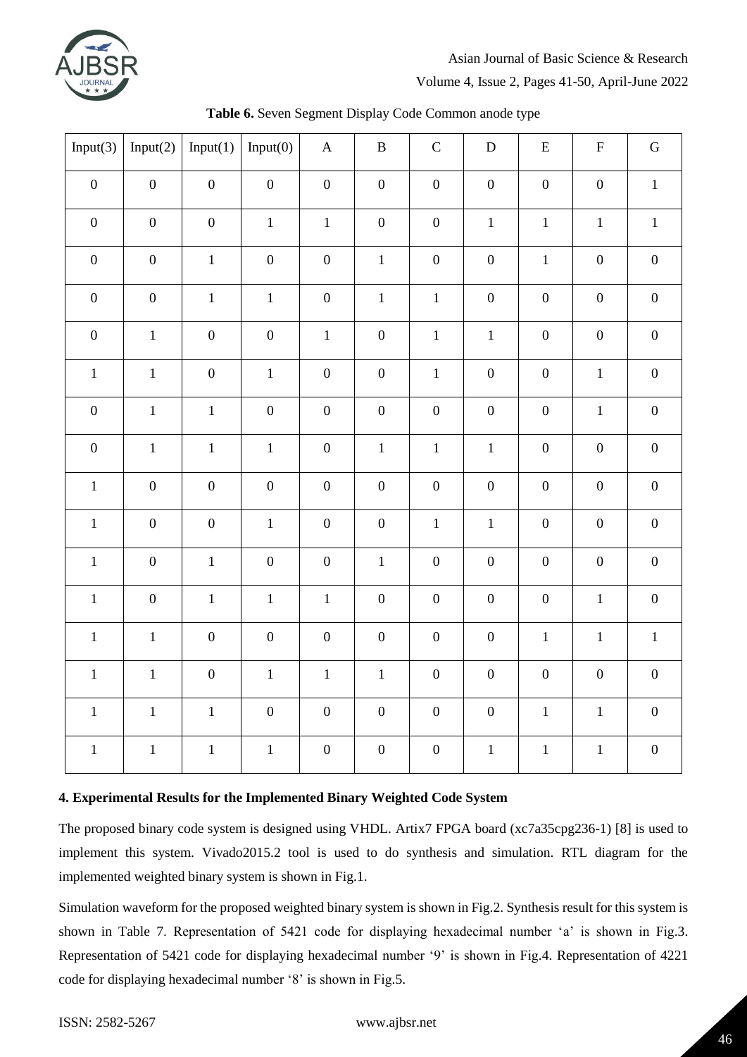**Table 6.** Seven Segment Display Code Common anode type

| Input(3) | Input(2) | Input(1) | Input(0) | A | B | C | D | E | F | G |
|---|---|---|---|---|---|---|---|---|---|---|
| 0 | 0 | 0 | 0 | 0 | 0 | 0 | 0 | 0 | 0 | 1 |
| 0 | 0 | 0 | 1 | 1 | 0 | 0 | 1 | 1 | 1 | 1 |
| 0 | 0 | 1 | 0 | 0 | 1 | 0 | 0 | 1 | 0 | 0 |
| 0 | 0 | 1 | 1 | 0 | 1 | 1 | 0 | 0 | 0 | 0 |
| 0 | 1 | 0 | 0 | 1 | 0 | 1 | 1 | 0 | 0 | 0 |
| 1 | 1 | 0 | 1 | 0 | 0 | 1 | 0 | 0 | 1 | 0 |
| 0 | 1 | 1 | 0 | 0 | 0 | 0 | 0 | 0 | 1 | 0 |
| 0 | 1 | 1 | 1 | 0 | 1 | 1 | 1 | 0 | 0 | 0 |
| 1 | 0 | 0 | 0 | 0 | 0 | 0 | 0 | 0 | 0 | 0 |
| 1 | 0 | 0 | 1 | 0 | 0 | 1 | 1 | 0 | 0 | 0 |
| 1 | 0 | 1 | 0 | 0 | 1 | 0 | 0 | 0 | 0 | 0 |
| 1 | 0 | 1 | 1 | 1 | 0 | 0 | 0 | 0 | 1 | 0 |
| 1 | 1 | 0 | 0 | 0 | 0 | 0 | 0 | 1 | 1 | 1 |
| 1 | 1 | 0 | 1 | 1 | 1 | 0 | 0 | 0 | 0 | 0 |
| 1 | 1 | 1 | 0 | 0 | 0 | 0 | 0 | 1 | 1 | 0 |
| 1 | 1 | 1 | 1 | 0 | 0 | 0 | 1 | 1 | 1 | 0 |

### 4. Experimental Results for the Implemented Binary Weighted Code System

The proposed binary code system is designed using VHDL. Artix7 FPGA board (xc7a35cpg236-1) [8] is used to implement this system. Vivado2015.2 tool is used to do synthesis and simulation. RTL diagram for the implemented weighted binary system is shown in Fig.1.

Simulation waveform for the proposed weighted binary system is shown in Fig.2. Synthesis result for this system is shown in Table 7. Representation of 5421 code for displaying hexadecimal number 'a' is shown in Fig.3. Representation of 5421 code for displaying hexadecimal number '9' is shown in Fig.4. Representation of 4221 code for displaying hexadecimal number '8' is shown in Fig.5.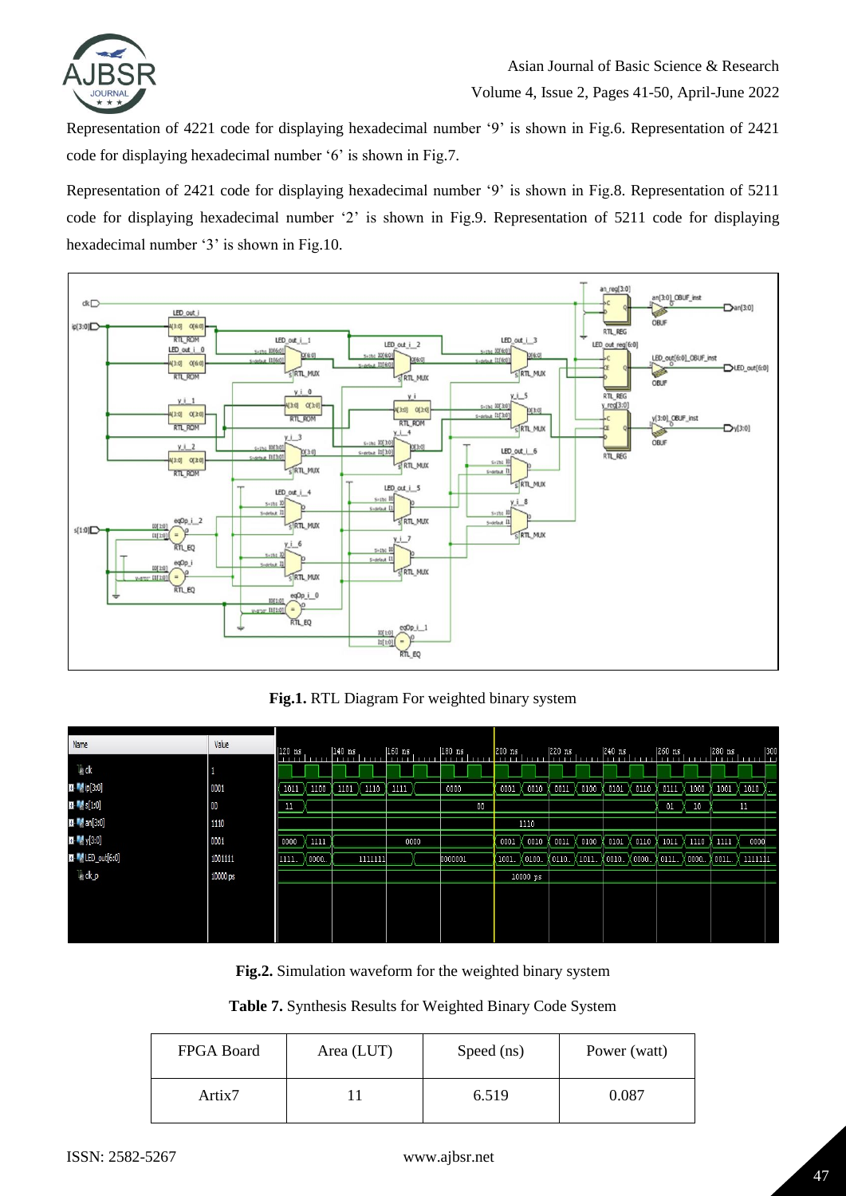Representation of 4221 code for displaying hexadecimal number '9' is shown in Fig.6. Representation of 2421 code for displaying hexadecimal number '6' is shown in Fig.7.

Representation of 2421 code for displaying hexadecimal number '9' is shown in Fig.8. Representation of 5211 code for displaying hexadecimal number '2' is shown in Fig.9. Representation of 5211 code for displaying hexadecimal number '3' is shown in Fig.10.

**Fig.1.** RTL Diagram For weighted binary system

**Fig.2.** Simulation waveform for the weighted binary system

**Table 7.** Synthesis Results for Weighted Binary Code System

| FPGA Board | Area (LUT) | Speed (ns) | Power (watt) |
|---|---|---|---|
| Artix7 | 11 | 6.519 | 0.087 |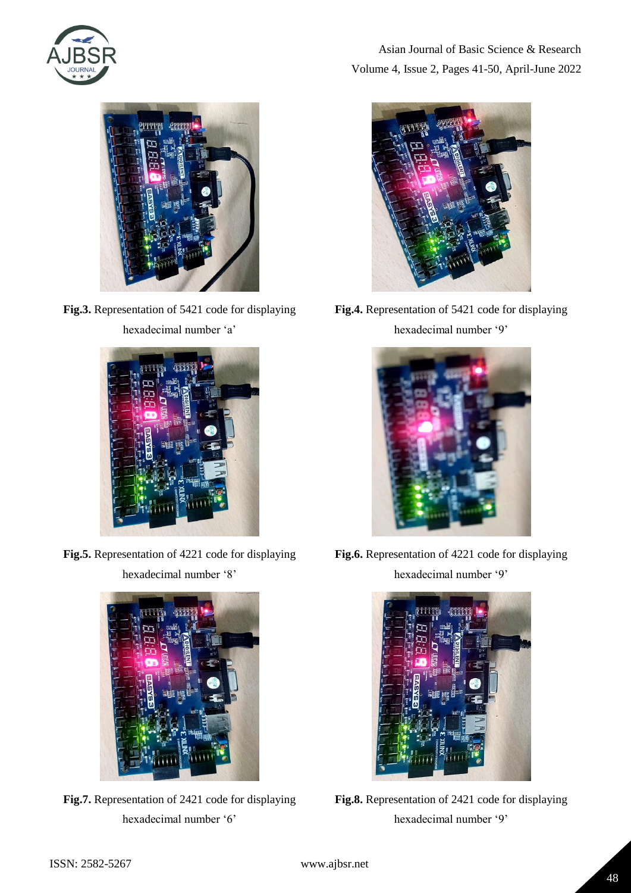**Fig.3.** Representation of 5421 code for displaying hexadecimal number 'a'

**Fig.4.** Representation of 5421 code for displaying hexadecimal number '9'

**Fig.5.** Representation of 4221 code for displaying hexadecimal number '8'

**Fig.6.** Representation of 4221 code for displaying hexadecimal number '9'

**Fig.7.** Representation of 2421 code for displaying hexadecimal number '6'

**Fig.8.** Representation of 2421 code for displaying hexadecimal number '9'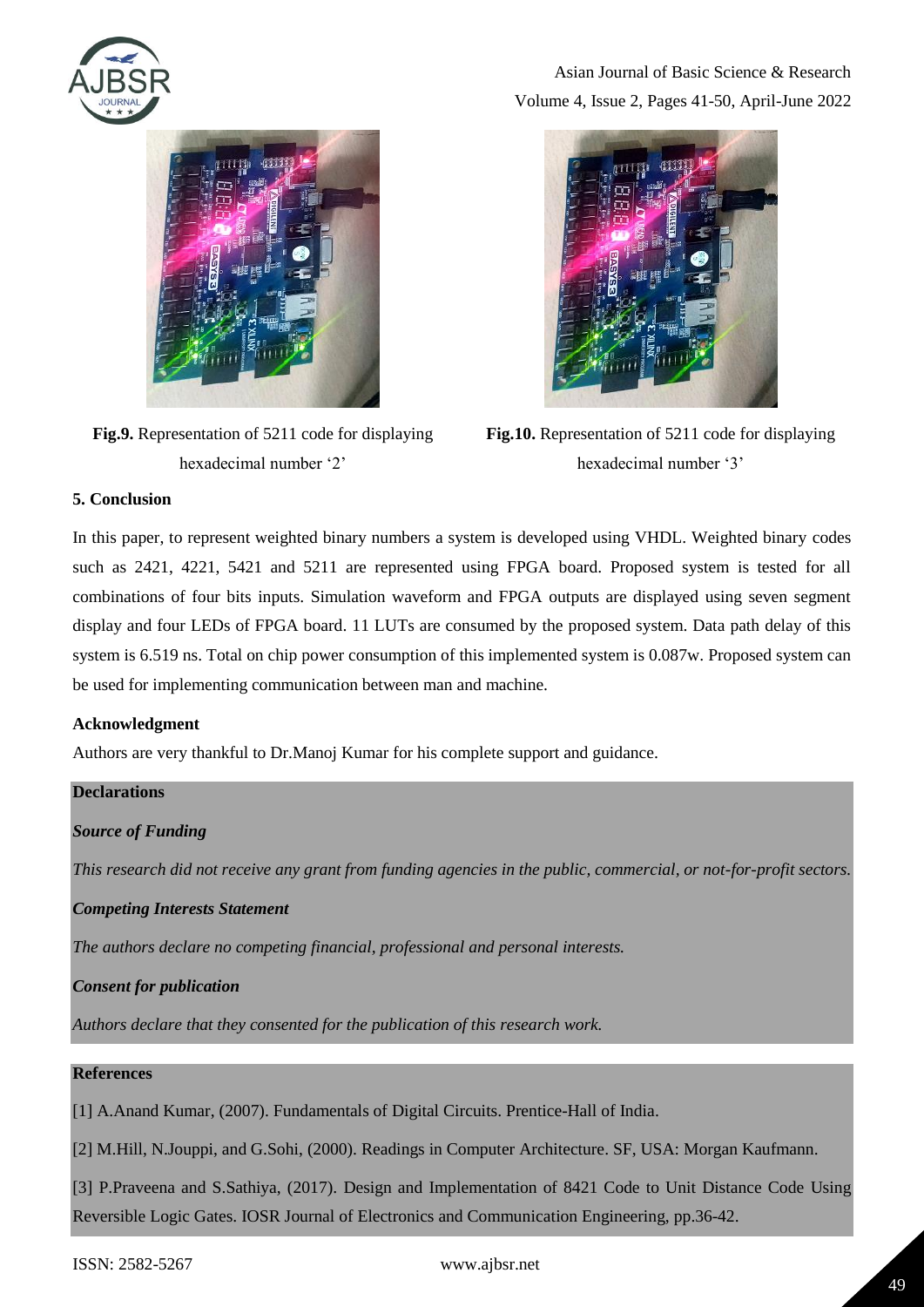**Fig.9.** Representation of 5211 code for displaying hexadecimal number '2'

**Fig.10.** Representation of 5211 code for displaying hexadecimal number '3'

### 5. Conclusion

In this paper, to represent weighted binary numbers a system is developed using VHDL. Weighted binary codes such as 2421, 4221, 5421 and 5211 are represented using FPGA board. Proposed system is tested for all combinations of four bits inputs. Simulation waveform and FPGA outputs are displayed using seven segment display and four LEDs of FPGA board. 11 LUTs are consumed by the proposed system. Data path delay of this system is 6.519 ns. Total on chip power consumption of this implemented system is 0.087w. Proposed system can be used for implementing communication between man and machine.

### Acknowledgment

Authors are very thankful to Dr.Manoj Kumar for his complete support and guidance.

### Declarations

***Source of Funding***

*This research did not receive any grant from funding agencies in the public, commercial, or not-for-profit sectors.*

***Competing Interests Statement***

*The authors declare no competing financial, professional and personal interests.*

***Consent for publication***

*Authors declare that they consented for the publication of this research work.*

### References

[1] A.Anand Kumar, (2007). Fundamentals of Digital Circuits. Prentice-Hall of India.

[2] M.Hill, N.Jouppi, and G.Sohi, (2000). Readings in Computer Architecture. SF, USA: Morgan Kaufmann.

[3] P.Praveena and S.Sathiya, (2017). Design and Implementation of 8421 Code to Unit Distance Code Using Reversible Logic Gates. IOSR Journal of Electronics and Communication Engineering, pp.36-42.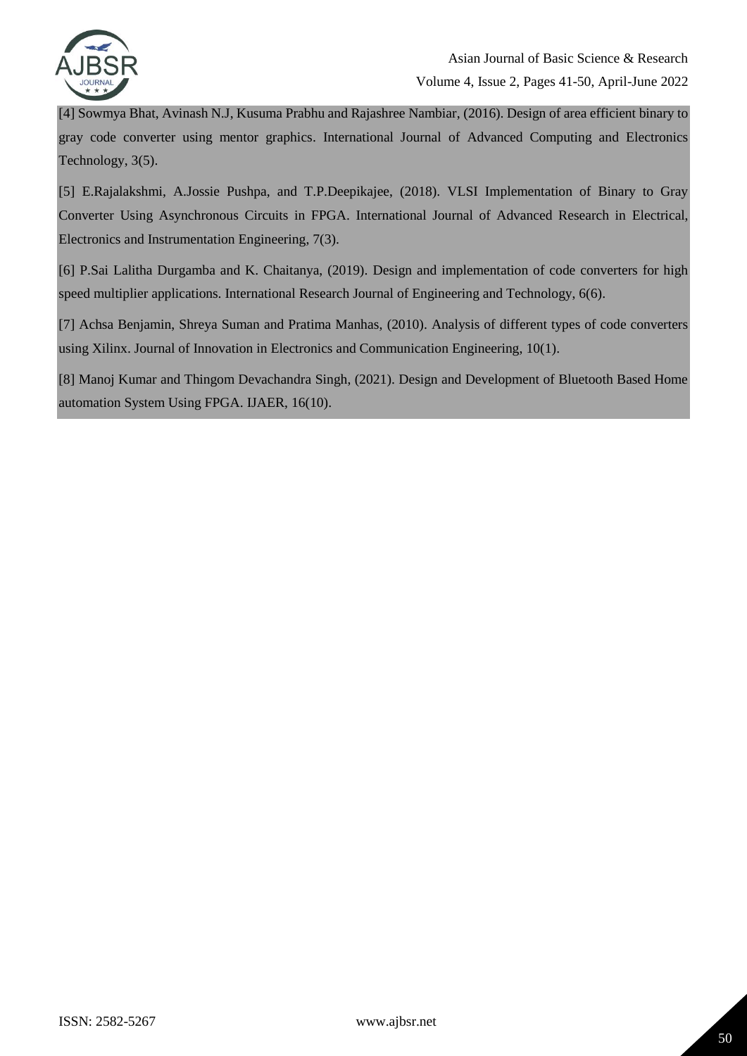[4] Sowmya Bhat, Avinash N.J, Kusuma Prabhu and Rajashree Nambiar, (2016). Design of area efficient binary to gray code converter using mentor graphics. International Journal of Advanced Computing and Electronics Technology, 3(5).

[5] E.Rajalakshmi, A.Jossie Pushpa, and T.P.Deepikajee, (2018). VLSI Implementation of Binary to Gray Converter Using Asynchronous Circuits in FPGA. International Journal of Advanced Research in Electrical, Electronics and Instrumentation Engineering, 7(3).

[6] P.Sai Lalitha Durgamba and K. Chaitanya, (2019). Design and implementation of code converters for high speed multiplier applications. International Research Journal of Engineering and Technology, 6(6).

[7] Achsa Benjamin, Shreya Suman and Pratima Manhas, (2010). Analysis of different types of code converters using Xilinx. Journal of Innovation in Electronics and Communication Engineering, 10(1).

[8] Manoj Kumar and Thingom Devachandra Singh, (2021). Design and Development of Bluetooth Based Home automation System Using FPGA. IJAER, 16(10).